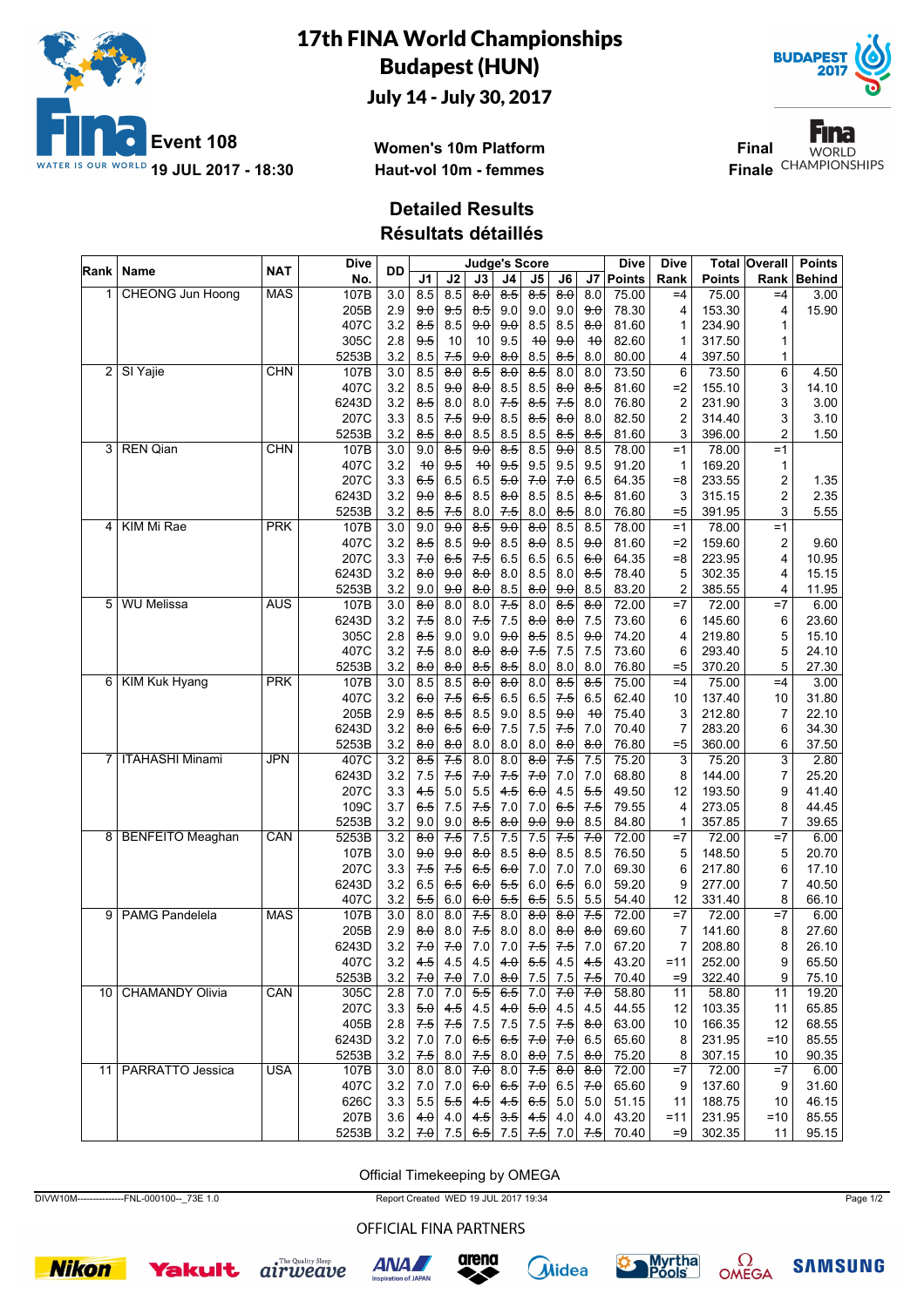# 17th FINA World Championships
## Budapest (HUN)
### July 14 - July 30, 2017

**Event 108**
**19 JUL 2017 - 18:30**

**Women's 10m Platform**
**Haut-vol 10m - femmes**

**Final**
**Finale**

## Detailed Results
## Résultats détaillés

| Rank | Name | NAT | Dive No. | DD | J1 | J2 | J3 | J4 | J5 | J6 | J7 | Dive Points | Dive Rank | Total Points | Overall Rank | Points Behind |
|---|---|---|---|---|---|---|---|---|---|---|---|---|---|---|---|---|
| 1 | CHEONG Jun Hoong | MAS | 107B | 3.0 | 8.5 | 8.5 | 8.0 | 8.5 | 8.5 | 8.0 | 8.0 | 75.00 | =4 | 75.00 | =4 | 3.00 |
| | | | 205B | 2.9 | 9.0 | 9.5 | 8.5 | 9.0 | 9.0 | 9.0 | 9.0 | 78.30 | 4 | 153.30 | 4 | 15.90 |
| | | | 407C | 3.2 | 8.5 | 8.5 | 9.0 | 9.0 | 8.5 | 8.5 | 8.0 | 81.60 | 1 | 234.90 | 1 | |
| | | | 305C | 2.8 | 9.5 | 10 | 10 | 9.5 | 10 | 9.0 | 10 | 82.60 | 1 | 317.50 | 1 | |
| | | | 5253B | 3.2 | 8.5 | 7.5 | 9.0 | 8.0 | 8.5 | 8.5 | 8.0 | 80.00 | 4 | 397.50 | 1 | |
| 2 | SI Yajie | CHN | 107B | 3.0 | 8.5 | 8.0 | 8.5 | 8.0 | 8.5 | 8.0 | 8.0 | 73.50 | 6 | 73.50 | 6 | 4.50 |
| | | | 407C | 3.2 | 8.5 | 9.0 | 8.0 | 8.5 | 8.5 | 8.0 | 8.5 | 81.60 | =2 | 155.10 | 3 | 14.10 |
| | | | 6243D | 3.2 | 8.5 | 8.0 | 8.0 | 7.5 | 8.5 | 7.5 | 8.0 | 76.80 | 2 | 231.90 | 3 | 3.00 |
| | | | 207C | 3.3 | 8.5 | 7.5 | 9.0 | 8.5 | 8.5 | 8.0 | 8.0 | 82.50 | 2 | 314.40 | 3 | 3.10 |
| | | | 5253B | 3.2 | 8.5 | 8.0 | 8.5 | 8.5 | 8.5 | 8.5 | 8.5 | 81.60 | 3 | 396.00 | 2 | 1.50 |
| 3 | REN Qian | CHN | 107B | 3.0 | 9.0 | 8.5 | 9.0 | 8.5 | 8.5 | 9.0 | 8.5 | 78.00 | =1 | 78.00 | =1 | |
| | | | 407C | 3.2 | 10 | 9.5 | 10 | 9.5 | 9.5 | 9.5 | 9.5 | 91.20 | 1 | 169.20 | 1 | |
| | | | 207C | 3.3 | 6.5 | 6.5 | 6.5 | 5.0 | 7.0 | 7.0 | 6.5 | 64.35 | =8 | 233.55 | 2 | 1.35 |
| | | | 6243D | 3.2 | 9.0 | 8.5 | 8.5 | 8.0 | 8.5 | 8.5 | 8.5 | 81.60 | 3 | 315.15 | 2 | 2.35 |
| | | | 5253B | 3.2 | 8.5 | 7.5 | 8.0 | 7.5 | 8.0 | 8.5 | 8.0 | 76.80 | =5 | 391.95 | 3 | 5.55 |
| 4 | KIM Mi Rae | PRK | 107B | 3.0 | 9.0 | 9.0 | 8.5 | 9.0 | 8.0 | 8.5 | 8.5 | 78.00 | =1 | 78.00 | =1 | |
| | | | 407C | 3.2 | 8.5 | 8.5 | 9.0 | 8.5 | 8.0 | 8.5 | 9.0 | 81.60 | =2 | 159.60 | 2 | 9.60 |
| | | | 207C | 3.3 | 7.0 | 6.5 | 7.5 | 6.5 | 6.5 | 6.5 | 6.0 | 64.35 | =8 | 223.95 | 4 | 10.95 |
| | | | 6243D | 3.2 | 8.0 | 9.0 | 8.0 | 8.0 | 8.5 | 8.0 | 8.5 | 78.40 | 5 | 302.35 | 4 | 15.15 |
| | | | 5253B | 3.2 | 9.0 | 9.0 | 8.0 | 8.5 | 8.0 | 9.0 | 8.5 | 83.20 | 2 | 385.55 | 4 | 11.95 |
| 5 | WU Melissa | AUS | 107B | 3.0 | 8.0 | 8.0 | 8.0 | 7.5 | 8.0 | 8.5 | 8.0 | 72.00 | =7 | 72.00 | =7 | 6.00 |
| | | | 6243D | 3.2 | 7.5 | 8.0 | 7.5 | 7.5 | 8.0 | 8.0 | 7.5 | 73.60 | 6 | 145.60 | 6 | 23.60 |
| | | | 305C | 2.8 | 8.5 | 9.0 | 9.0 | 9.0 | 8.5 | 8.5 | 9.0 | 74.20 | 4 | 219.80 | 5 | 15.10 |
| | | | 407C | 3.2 | 7.5 | 8.0 | 8.0 | 8.0 | 7.5 | 7.5 | 7.5 | 73.60 | 6 | 293.40 | 5 | 24.10 |
| | | | 5253B | 3.2 | 8.0 | 8.0 | 8.5 | 8.5 | 8.0 | 8.0 | 8.0 | 76.80 | =5 | 370.20 | 5 | 27.30 |
| 6 | KIM Kuk Hyang | PRK | 107B | 3.0 | 8.5 | 8.5 | 8.0 | 8.0 | 8.0 | 8.5 | 8.5 | 75.00 | =4 | 75.00 | =4 | 3.00 |
| | | | 407C | 3.2 | 6.0 | 7.5 | 6.5 | 6.5 | 6.5 | 7.5 | 6.5 | 62.40 | 10 | 137.40 | 10 | 31.80 |
| | | | 205B | 2.9 | 8.5 | 8.5 | 8.5 | 9.0 | 8.5 | 9.0 | 10 | 75.40 | 3 | 212.80 | 7 | 22.10 |
| | | | 6243D | 3.2 | 8.0 | 6.5 | 6.0 | 7.5 | 7.5 | 7.5 | 7.0 | 70.40 | 7 | 283.20 | 6 | 34.30 |
| | | | 5253B | 3.2 | 8.0 | 8.0 | 8.0 | 8.0 | 8.0 | 8.0 | 8.0 | 76.80 | =5 | 360.00 | 6 | 37.50 |
| 7 | ITAHASHI Minami | JPN | 407C | 3.2 | 8.5 | 7.5 | 8.0 | 8.0 | 8.0 | 7.5 | 7.5 | 75.20 | 3 | 75.20 | 3 | 2.80 |
| | | | 6243D | 3.2 | 7.5 | 7.5 | 7.0 | 7.5 | 7.0 | 7.0 | 7.0 | 68.80 | 8 | 144.00 | 7 | 25.20 |
| | | | 207C | 3.3 | 4.5 | 5.0 | 5.5 | 4.5 | 6.0 | 4.5 | 5.5 | 49.50 | 12 | 193.50 | 9 | 41.40 |
| | | | 109C | 3.7 | 6.5 | 7.5 | 7.5 | 7.0 | 7.0 | 6.5 | 7.5 | 79.55 | 4 | 273.05 | 8 | 44.45 |
| | | | 5253B | 3.2 | 9.0 | 9.0 | 8.5 | 8.0 | 9.0 | 9.0 | 8.5 | 84.80 | 1 | 357.85 | 7 | 39.65 |
| 8 | BENFEITO Meaghan | CAN | 5253B | 3.2 | 8.0 | 7.5 | 7.5 | 7.5 | 7.5 | 7.5 | 7.0 | 72.00 | =7 | 72.00 | =7 | 6.00 |
| | | | 107B | 3.0 | 9.0 | 9.0 | 8.0 | 8.5 | 8.0 | 8.5 | 8.5 | 76.50 | 5 | 148.50 | 5 | 20.70 |
| | | | 207C | 3.3 | 7.5 | 7.5 | 6.5 | 6.0 | 7.0 | 7.0 | 7.0 | 69.30 | 6 | 217.80 | 6 | 17.10 |
| | | | 6243D | 3.2 | 6.5 | 6.5 | 6.0 | 5.5 | 6.0 | 6.5 | 6.0 | 59.20 | 9 | 277.00 | 7 | 40.50 |
| | | | 407C | 3.2 | 5.5 | 6.0 | 6.0 | 5.5 | 6.5 | 5.5 | 5.5 | 54.40 | 12 | 331.40 | 8 | 66.10 |
| 9 | PAMG Pandelela | MAS | 107B | 3.0 | 8.0 | 8.0 | 7.5 | 8.0 | 8.0 | 8.0 | 7.5 | 72.00 | =7 | 72.00 | =7 | 6.00 |
| | | | 205B | 2.9 | 8.0 | 8.0 | 7.5 | 8.0 | 8.0 | 8.0 | 8.0 | 69.60 | 7 | 141.60 | 8 | 27.60 |
| | | | 6243D | 3.2 | 7.0 | 7.0 | 7.0 | 7.0 | 7.5 | 7.5 | 7.0 | 67.20 | 7 | 208.80 | 8 | 26.10 |
| | | | 407C | 3.2 | 4.5 | 4.5 | 4.5 | 4.0 | 5.5 | 4.5 | 4.5 | 43.20 | =11 | 252.00 | 9 | 65.50 |
| | | | 5253B | 3.2 | 7.0 | 7.0 | 7.0 | 8.0 | 7.5 | 7.5 | 7.5 | 70.40 | =9 | 322.40 | 9 | 75.10 |
| 10 | CHAMANDY Olivia | CAN | 305C | 2.8 | 7.0 | 7.0 | 5.5 | 6.5 | 7.0 | 7.0 | 7.0 | 58.80 | 11 | 58.80 | 11 | 19.20 |
| | | | 207C | 3.3 | 5.0 | 4.5 | 4.5 | 4.0 | 5.0 | 4.5 | 4.5 | 44.55 | 12 | 103.35 | 11 | 65.85 |
| | | | 405B | 2.8 | 7.5 | 7.5 | 7.5 | 7.5 | 7.5 | 7.5 | 8.0 | 63.00 | 10 | 166.35 | 12 | 68.55 |
| | | | 6243D | 3.2 | 7.0 | 7.0 | 6.5 | 6.5 | 7.0 | 7.0 | 6.5 | 65.60 | 8 | 231.95 | =10 | 85.55 |
| | | | 5253B | 3.2 | 7.5 | 8.0 | 7.5 | 8.0 | 8.0 | 7.5 | 8.0 | 75.20 | 8 | 307.15 | 10 | 90.35 |
| 11 | PARRATTO Jessica | USA | 107B | 3.0 | 8.0 | 8.0 | 7.0 | 8.0 | 7.5 | 8.0 | 8.0 | 72.00 | =7 | 72.00 | =7 | 6.00 |
| | | | 407C | 3.2 | 7.0 | 7.0 | 6.0 | 6.5 | 7.0 | 6.5 | 7.0 | 65.60 | 9 | 137.60 | 9 | 31.60 |
| | | | 626C | 3.3 | 5.5 | 5.5 | 4.5 | 4.5 | 6.5 | 5.0 | 5.0 | 51.15 | 11 | 188.75 | 10 | 46.15 |
| | | | 207B | 3.6 | 4.0 | 4.0 | 4.5 | 3.5 | 4.5 | 4.0 | 4.0 | 43.20 | =11 | 231.95 | =10 | 85.55 |
| | | | 5253B | 3.2 | 7.0 | 7.5 | 6.5 | 7.5 | 7.5 | 7.0 | 7.5 | 70.40 | =9 | 302.35 | 11 | 95.15 |

Official Timekeeping by OMEGA

DIVW10M---------------FNL-000100--_73E 1.0 Report Created WED 19 JUL 2017 19:34

OFFICIAL FINA PARTNERS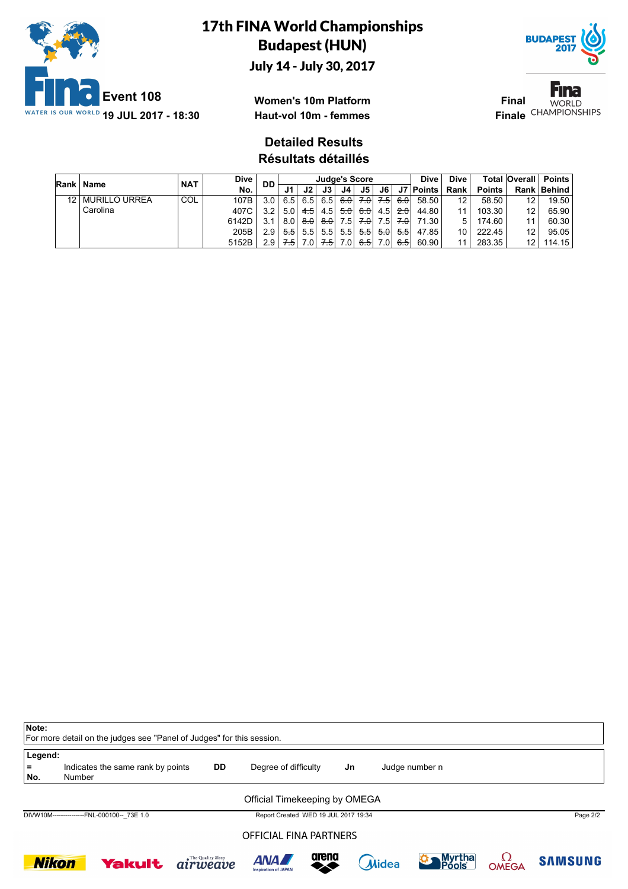# 17th FINA World Championships
## Budapest (HUN)
### July 14 - July 30, 2017

**Event 108**
**19 JUL 2017 - 18:30**

**Women's 10m Platform**
**Haut-vol 10m - femmes**

**Final**
**Finale**

## Detailed Results
## Résultats détaillés

| Rank | Name | NAT | Dive No. | DD | J1 | J2 | J3 | J4 | J5 | J6 | J7 | Dive Points | Dive Rank | Total Points | Overall Rank | Points Behind |
|---|---|---|---|---|---|---|---|---|---|---|---|---|---|---|---|---|
| 12 | MURILLO URREA Carolina | COL | 107B | 3.0 | 6.5 | 6.5 | 6.5 | ~~6.0~~ | ~~7.0~~ | ~~7.5~~ | ~~6.0~~ | 58.50 | 12 | 58.50 | 12 | 19.50 |
| | | | 407C | 3.2 | 5.0 | ~~4.5~~ | 4.5 | ~~5.0~~ | ~~6.0~~ | 4.5 | ~~2.0~~ | 44.80 | 11 | 103.30 | 12 | 65.90 |
| | | | 6142D | 3.1 | 8.0 | ~~8.0~~ | ~~8.0~~ | 7.5 | ~~7.0~~ | 7.5 | ~~7.0~~ | 71.30 | 5 | 174.60 | 11 | 60.30 |
| | | | 205B | 2.9 | ~~5.5~~ | 5.5 | 5.5 | 5.5 | ~~5.5~~ | ~~5.0~~ | ~~5.5~~ | 47.85 | 10 | 222.45 | 12 | 95.05 |
| | | | 5152B | 2.9 | ~~7.5~~ | 7.0 | ~~7.5~~ | 7.0 | ~~6.5~~ | 7.0 | ~~6.5~~ | 60.90 | 11 | 283.35 | 12 | 114.15 |

**Note:**
For more detail on the judges see "Panel of Judges" for this session.

**Legend:**

| | | | | | |
|---|---|---|---|---|---|
| = | Indicates the same rank by points | DD | Degree of difficulty | Jn | Judge number n |
| No. | Number | | | | |

Official Timekeeping by OMEGA

DIVW10M----------------FNL-000100--_73E 1.0 Report Created WED 19 JUL 2017 19:34

OFFICIAL FINA PARTNERS